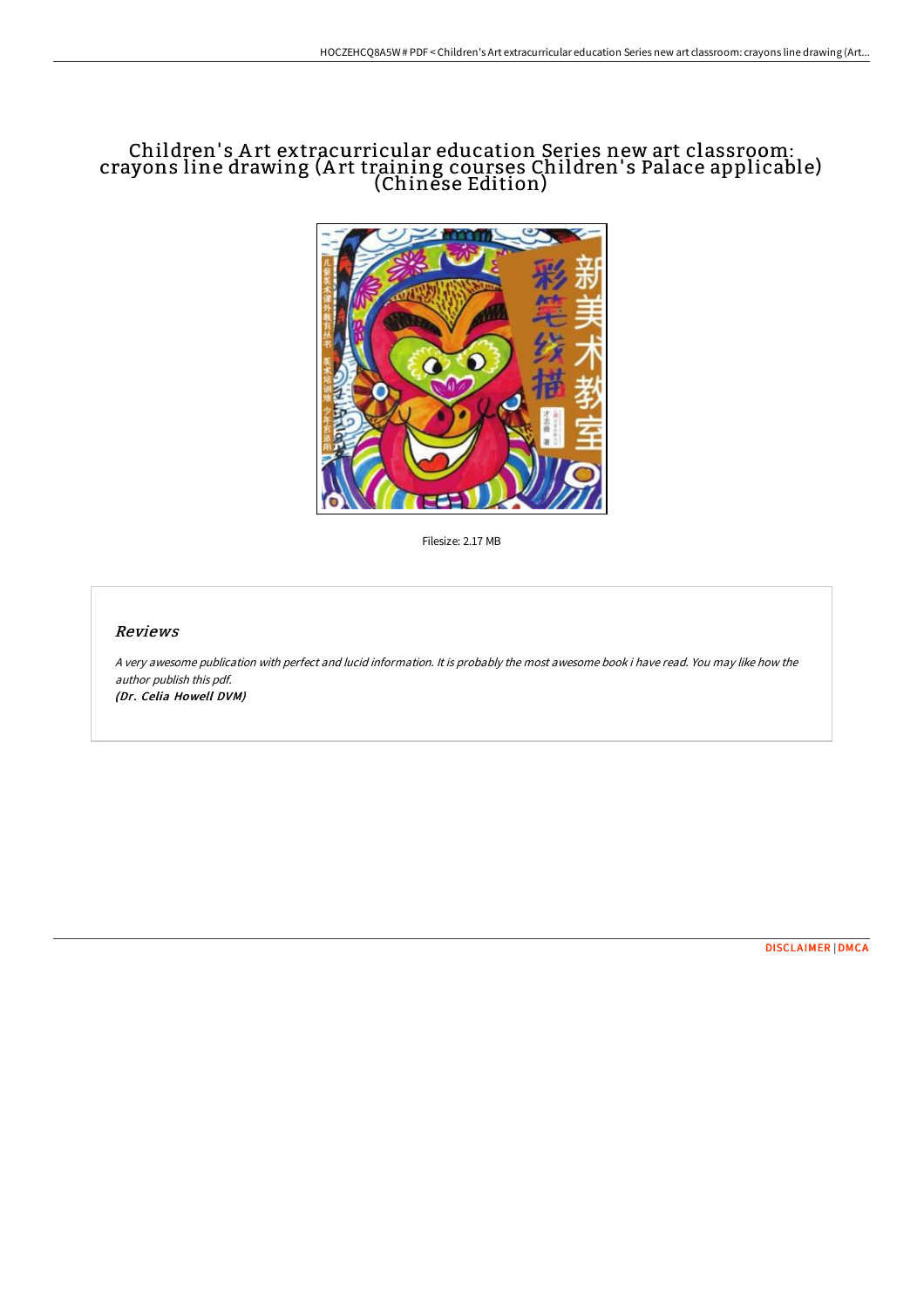# Children's Art extracurricular education Series new art classroom: crayons line drawing (Art training courses Children's Palace applicable) (Chinese Edition)

Filesize: 2.17 MB

## Reviews

*A very awesome publication with perfect and lucid information. It is probably the most awesome book i have read. You may like how the author publish this pdf.*

***(Dr. Celia Howell DVM)***

DISCLAIMER | DMCA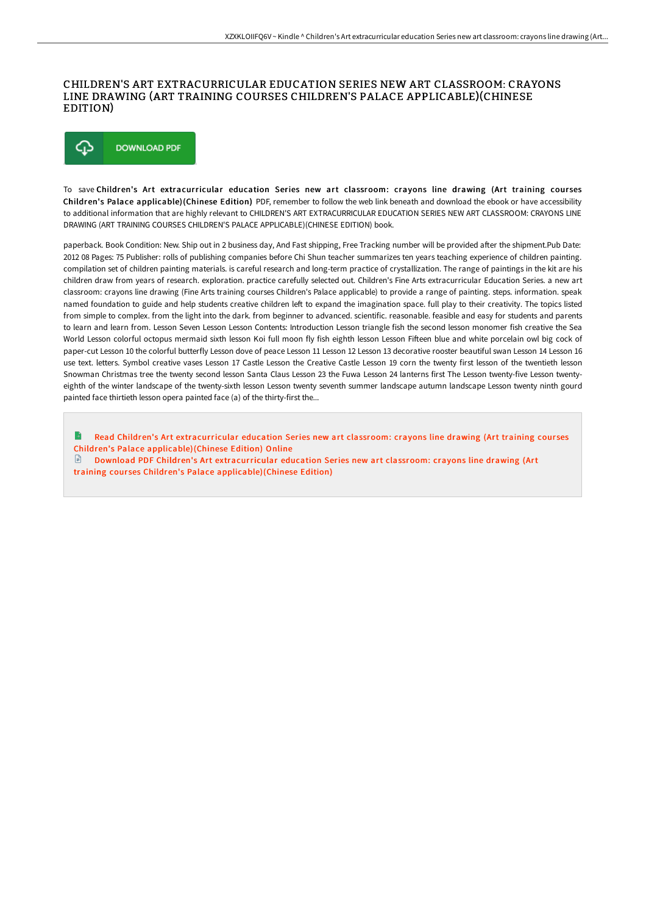# CHILDREN'S ART EXTRACURRICULAR EDUCATION SERIES NEW ART CLASSROOM: CRAYONS LINE DRAWING (ART TRAINING COURSES CHILDREN'S PALACE APPLICABLE)(CHINESE EDITION)

DOWNLOAD PDF

To save **Children's Art extracurricular education Series new art classroom: crayons line drawing (Art training courses Children's Palace applicable)(Chinese Edition)** PDF, remember to follow the web link beneath and download the ebook or have accessibility to additional information that are highly relevant to CHILDREN'S ART EXTRACURRICULAR EDUCATION SERIES NEW ART CLASSROOM: CRAYONS LINE DRAWING (ART TRAINING COURSES CHILDREN'S PALACE APPLICABLE)(CHINESE EDITION) book.

paperback. Book Condition: New. Ship out in 2 business day, And Fast shipping, Free Tracking number will be provided after the shipment.Pub Date: 2012 08 Pages: 75 Publisher: rolls of publishing companies before Chi Shun teacher summarizes ten years teaching experience of children painting. compilation set of children painting materials. is careful research and long-term practice of crystallization. The range of paintings in the kit are his children draw from years of research. exploration. practice carefully selected out. Children's Fine Arts extracurricular Education Series. a new art classroom: crayons line drawing (Fine Arts training courses Children's Palace applicable) to provide a range of painting. steps. information. speak named foundation to guide and help students creative children left to expand the imagination space. full play to their creativity. The topics listed from simple to complex. from the light into the dark. from beginner to advanced. scientific. reasonable. feasible and easy for students and parents to learn and learn from. Lesson Seven Lesson Lesson Contents: Introduction Lesson triangle fish the second lesson monomer fish creative the Sea World Lesson colorful octopus mermaid sixth lesson Koi full moon fly fish eighth lesson Lesson Fifteen blue and white porcelain owl big cock of paper-cut Lesson 10 the colorful butterfly Lesson dove of peace Lesson 11 Lesson 12 Lesson 13 decorative rooster beautiful swan Lesson 14 Lesson 16 use text. letters. Symbol creative vases Lesson 17 Castle Lesson the Creative Castle Lesson 19 corn the twenty first lesson of the twentieth lesson Snowman Christmas tree the twenty second lesson Santa Claus Lesson 23 the Fuwa Lesson 24 lanterns first The Lesson twenty-five Lesson twenty-eighth of the winter landscape of the twenty-sixth lesson Lesson twenty seventh summer landscape autumn landscape Lesson twenty ninth gourd painted face thirtieth lesson opera painted face (a) of the thirty-first the...

Read Children's Art extracurricular education Series new art classroom: crayons line drawing (Art training courses Children's Palace applicable)(Chinese Edition) Online

Download PDF Children's Art extracurricular education Series new art classroom: crayons line drawing (Art training courses Children's Palace applicable)(Chinese Edition)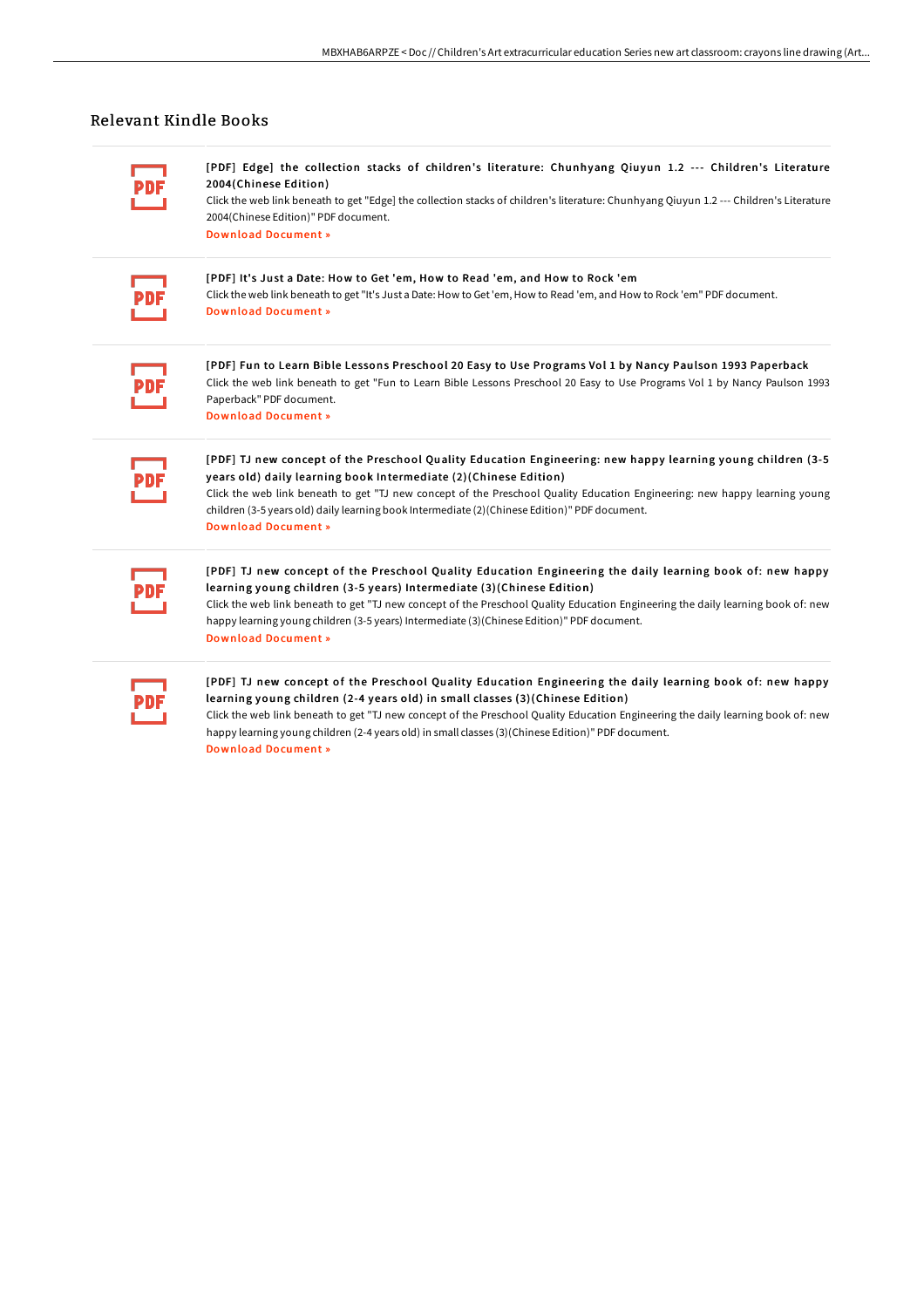## Relevant Kindle Books

[PDF] Edge] the collection stacks of children's literature: Chunhyang Qiuyun 1.2 --- Children's Literature 2004(Chinese Edition)

Click the web link beneath to get "Edge] the collection stacks of children's literature: Chunhyang Qiuyun 1.2 --- Children's Literature 2004(Chinese Edition)" PDF document.

Download Document »

[PDF] It's Just a Date: How to Get 'em, How to Read 'em, and How to Rock 'em

Click the web link beneath to get "It's Just a Date: How to Get 'em, How to Read 'em, and How to Rock 'em" PDF document.

Download Document »

[PDF] Fun to Learn Bible Lessons Preschool 20 Easy to Use Programs Vol 1 by Nancy Paulson 1993 Paperback

Click the web link beneath to get "Fun to Learn Bible Lessons Preschool 20 Easy to Use Programs Vol 1 by Nancy Paulson 1993 Paperback" PDF document.

Download Document »

[PDF] TJ new concept of the Preschool Quality Education Engineering: new happy learning young children (3-5 years old) daily learning book Intermediate (2)(Chinese Edition)

Click the web link beneath to get "TJ new concept of the Preschool Quality Education Engineering: new happy learning young children (3-5 years old) daily learning book Intermediate (2)(Chinese Edition)" PDF document.

Download Document »

[PDF] TJ new concept of the Preschool Quality Education Engineering the daily learning book of: new happy learning young children (3-5 years) Intermediate (3)(Chinese Edition)

Click the web link beneath to get "TJ new concept of the Preschool Quality Education Engineering the daily learning book of: new happy learning young children (3-5 years) Intermediate (3)(Chinese Edition)" PDF document.

Download Document »

[PDF] TJ new concept of the Preschool Quality Education Engineering the daily learning book of: new happy learning young children (2-4 years old) in small classes (3)(Chinese Edition)

Click the web link beneath to get "TJ new concept of the Preschool Quality Education Engineering the daily learning book of: new happy learning young children (2-4 years old) in small classes (3)(Chinese Edition)" PDF document.

Download Document »